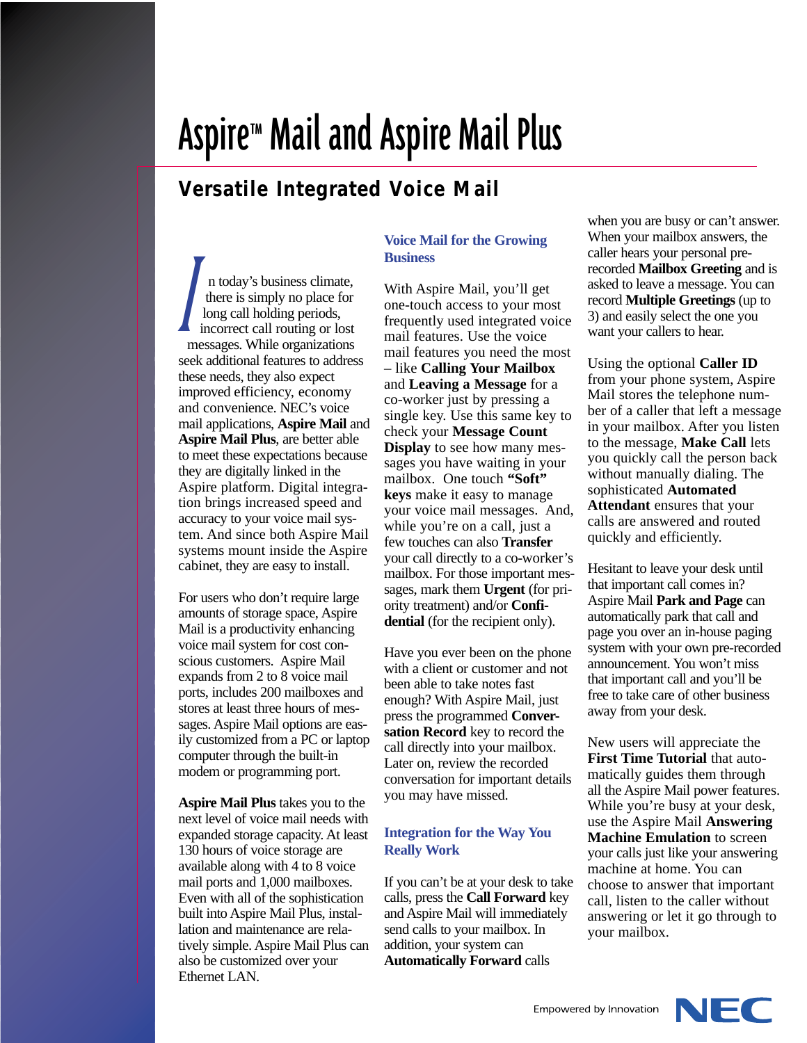# Aspire™ Mail and Aspire Mail Plus

## Versatile Integrated Voice Mail

In today's business climate, there is simply no place for long call holding periods, incorrect call routing or lost messages. While organizations seek additional features to address these needs, they also expect improved efficiency, economy and convenience. NEC's voice mail applications, **Aspire Mail** and **Aspire Mail Plus**, are better able to meet these expectations because they are digitally linked in the Aspire platform. Digital integration brings increased speed and accuracy to your voice mail system. And since both Aspire Mail systems mount inside the Aspire cabinet, they are easy to install.

For users who don't require large amounts of storage space, Aspire Mail is a productivity enhancing voice mail system for cost conscious customers. Aspire Mail expands from 2 to 8 voice mail ports, includes 200 mailboxes and stores at least three hours of messages. Aspire Mail options are easily customized from a PC or laptop computer through the built-in modem or programming port.

**Aspire Mail Plus** takes you to the next level of voice mail needs with expanded storage capacity. At least 130 hours of voice storage are available along with 4 to 8 voice mail ports and 1,000 mailboxes. Even with all of the sophistication built into Aspire Mail Plus, installation and maintenance are relatively simple. Aspire Mail Plus can also be customized over your Ethernet LAN.

### Voice Mail for the Growing Business

With Aspire Mail, you'll get one-touch access to your most frequently used integrated voice mail features. Use the voice mail features you need the most – like **Calling Your Mailbox** and **Leaving a Message** for a co-worker just by pressing a single key. Use this same key to check your **Message Count Display** to see how many messages you have waiting in your mailbox. One touch **"Soft" keys** make it easy to manage your voice mail messages. And, while you're on a call, just a few touches can also **Transfer** your call directly to a co-worker's mailbox. For those important messages, mark them **Urgent** (for priority treatment) and/or **Confidential** (for the recipient only).

Have you ever been on the phone with a client or customer and not been able to take notes fast enough? With Aspire Mail, just press the programmed **Conversation Record** key to record the call directly into your mailbox. Later on, review the recorded conversation for important details you may have missed.

### Integration for the Way You Really Work

If you can't be at your desk to take calls, press the **Call Forward** key and Aspire Mail will immediately send calls to your mailbox. In addition, your system can **Automatically Forward** calls when you are busy or can't answer. When your mailbox answers, the caller hears your personal pre-recorded **Mailbox Greeting** and is asked to leave a message. You can record **Multiple Greetings** (up to 3) and easily select the one you want your callers to hear.

Using the optional **Caller ID** from your phone system, Aspire Mail stores the telephone number of a caller that left a message in your mailbox. After you listen to the message, **Make Call** lets you quickly call the person back without manually dialing. The sophisticated **Automated Attendant** ensures that your calls are answered and routed quickly and efficiently.

Hesitant to leave your desk until that important call comes in? Aspire Mail **Park and Page** can automatically park that call and page you over an in-house paging system with your own pre-recorded announcement. You won't miss that important call and you'll be free to take care of other business away from your desk.

New users will appreciate the **First Time Tutorial** that automatically guides them through all the Aspire Mail power features. While you're busy at your desk, use the Aspire Mail **Answering Machine Emulation** to screen your calls just like your answering machine at home. You can choose to answer that important call, listen to the caller without answering or let it go through to your mailbox.

Empowered by Innovation NEC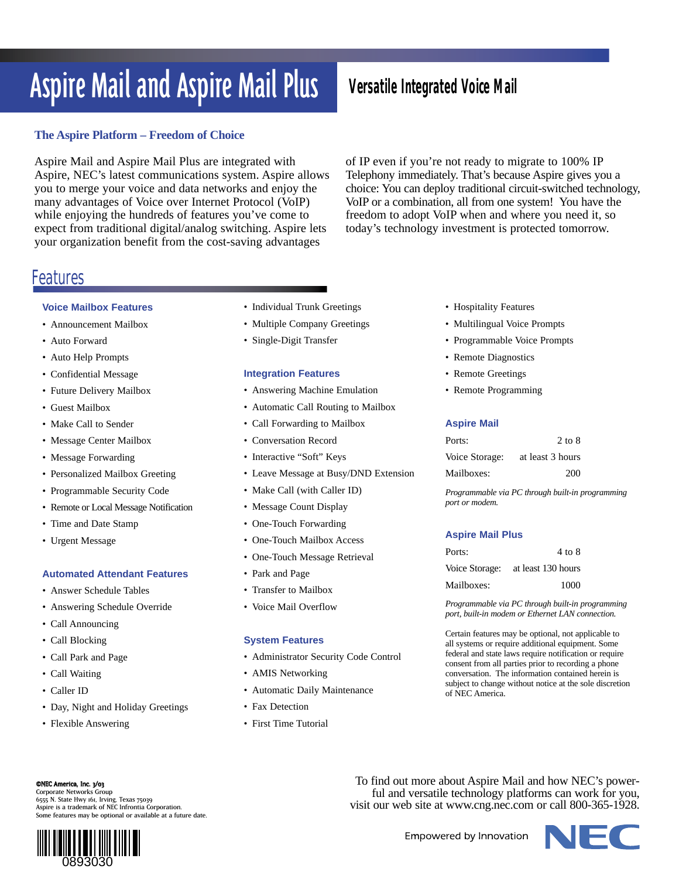# Aspire Mail and Aspire Mail Plus

## Versatile Integrated Voice Mail

### The Aspire Platform – Freedom of Choice

Aspire Mail and Aspire Mail Plus are integrated with Aspire, NEC's latest communications system. Aspire allows you to merge your voice and data networks and enjoy the many advantages of Voice over Internet Protocol (VoIP) while enjoying the hundreds of features you've come to expect from traditional digital/analog switching. Aspire lets your organization benefit from the cost-saving advantages of IP even if you're not ready to migrate to 100% IP Telephony immediately. That's because Aspire gives you a choice: You can deploy traditional circuit-switched technology, VoIP or a combination, all from one system! You have the freedom to adopt VoIP when and where you need it, so today's technology investment is protected tomorrow.

## Features

### Voice Mailbox Features

- Announcement Mailbox
- Auto Forward
- Auto Help Prompts
- Confidential Message
- Future Delivery Mailbox
- Guest Mailbox
- Make Call to Sender
- Message Center Mailbox
- Message Forwarding
- Personalized Mailbox Greeting
- Programmable Security Code
- Remote or Local Message Notification
- Time and Date Stamp
- Urgent Message

### Automated Attendant Features

- Answer Schedule Tables
- Answering Schedule Override
- Call Announcing
- Call Blocking
- Call Park and Page
- Call Waiting
- Caller ID
- Day, Night and Holiday Greetings
- Flexible Answering
- Individual Trunk Greetings
- Multiple Company Greetings
- Single-Digit Transfer

### Integration Features

- Answering Machine Emulation
- Automatic Call Routing to Mailbox
- Call Forwarding to Mailbox
- Conversation Record
- Interactive "Soft" Keys
- Leave Message at Busy/DND Extension
- Make Call (with Caller ID)
- Message Count Display
- One-Touch Forwarding
- One-Touch Mailbox Access
- One-Touch Message Retrieval
- Park and Page
- Transfer to Mailbox
- Voice Mail Overflow

### System Features

- Administrator Security Code Control
- AMIS Networking
- Automatic Daily Maintenance
- Fax Detection
- First Time Tutorial
- Hospitality Features
- Multilingual Voice Prompts
- Programmable Voice Prompts
- Remote Diagnostics
- Remote Greetings
- Remote Programming

### Aspire Mail

| | |
|---|---|
| Ports: | 2 to 8 |
| Voice Storage: | at least 3 hours |
| Mailboxes: | 200 |

*Programmable via PC through built-in programming port or modem.*

### Aspire Mail Plus

| | |
|---|---|
| Ports: | 4 to 8 |
| Voice Storage: | at least 130 hours |
| Mailboxes: | 1000 |

*Programmable via PC through built-in programming port, built-in modem or Ethernet LAN connection.*

Certain features may be optional, not applicable to all systems or require additional equipment. Some federal and state laws require notification or require consent from all parties prior to recording a phone conversation. The information contained herein is subject to change without notice at the sole discretion of NEC America.

**©NEC America, Inc. 3/03**
Corporate Networks Group
6555 N. State Hwy 161, Irving, Texas 75039
Aspire is a trademark of NEC Infrontia Corporation.
Some features may be optional or available at a future date.

0893030

To find out more about Aspire Mail and how NEC's powerful and versatile technology platforms can work for you, visit our web site at www.cng.nec.com or call 800-365-1928.

Empowered by Innovation NEC